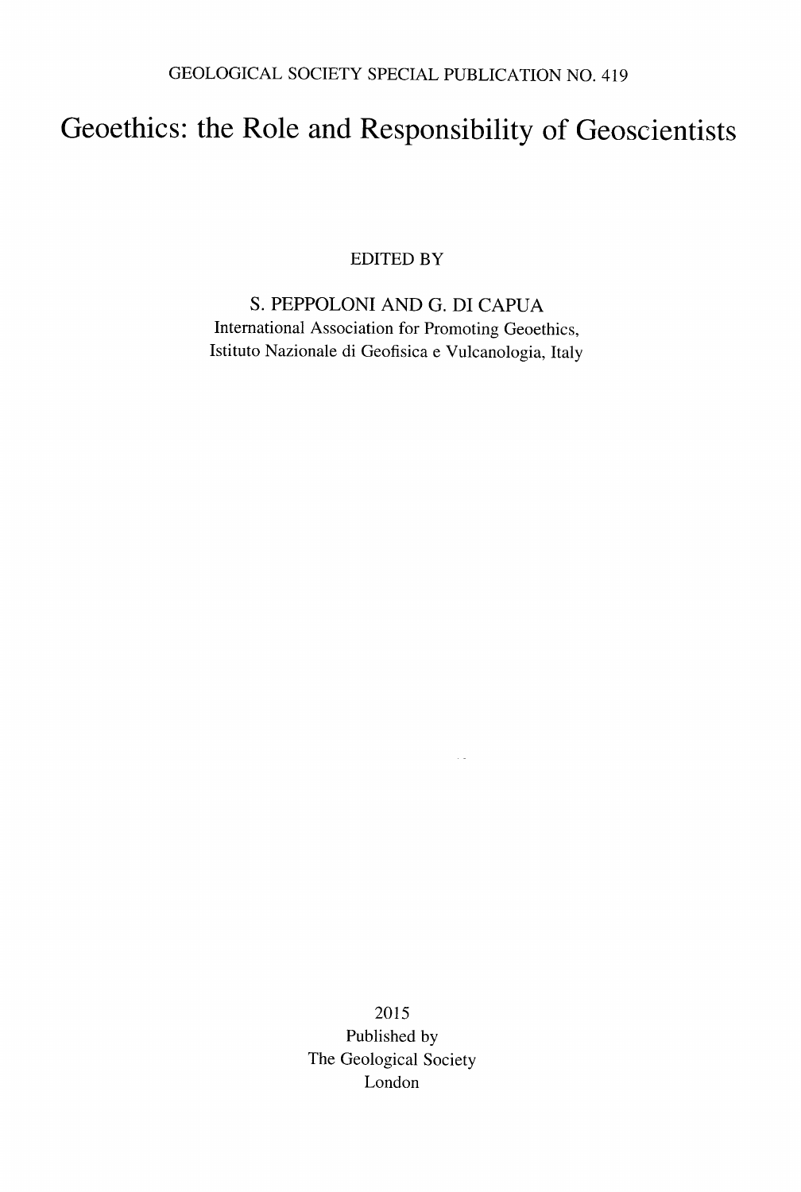GEOLOGICAL SOCIETY SPECIAL PUBLICATION NO. 419

# Geoethics: the Role and Responsibility of Geoscientists

EDITED BY

S. PEPPOLONI AND G. DI CAPUA

International Association for Promoting Geoethics,
Istituto Nazionale di Geofisica e Vulcanologia, Italy

2015
Published by
The Geological Society
London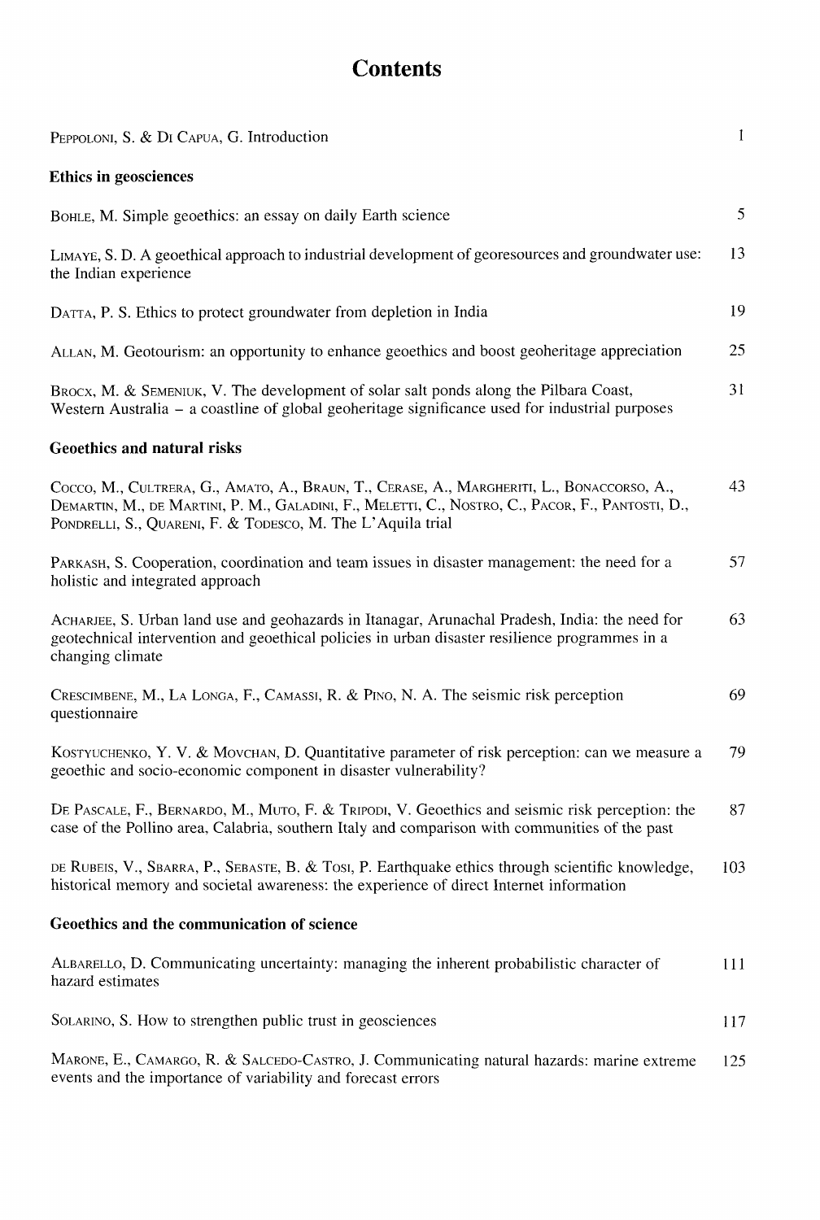# Contents

PEPPOLONI, S. & DI CAPUA, G. Introduction 1

## Ethics in geosciences

BOHLE, M. Simple geoethics: an essay on daily Earth science 5

LIMAYE, S. D. A geoethical approach to industrial development of georesources and groundwater use: the Indian experience 13

DATTA, P. S. Ethics to protect groundwater from depletion in India 19

ALLAN, M. Geotourism: an opportunity to enhance geoethics and boost geoheritage appreciation 25

BROCX, M. & SEMENIUK, V. The development of solar salt ponds along the Pilbara Coast, Western Australia – a coastline of global geoheritage significance used for industrial purposes 31

## Geoethics and natural risks

COCCO, M., CULTRERA, G., AMATO, A., BRAUN, T., CERASE, A., MARGHERITI, L., BONACCORSO, A., DEMARTIN, M., DE MARTINI, P. M., GALADINI, F., MELETTI, C., NOSTRO, C., PACOR, F., PANTOSTI, D., PONDRELLI, S., QUARENI, F. & TODESCO, M. The L'Aquila trial 43

PARKASH, S. Cooperation, coordination and team issues in disaster management: the need for a holistic and integrated approach 57

ACHARJEE, S. Urban land use and geohazards in Itanagar, Arunachal Pradesh, India: the need for geotechnical intervention and geoethical policies in urban disaster resilience programmes in a changing climate 63

CRESCIMBENE, M., LA LONGA, F., CAMASSI, R. & PINO, N. A. The seismic risk perception questionnaire 69

KOSTYUCHENKO, Y. V. & MOVCHAN, D. Quantitative parameter of risk perception: can we measure a geoethic and socio-economic component in disaster vulnerability? 79

DE PASCALE, F., BERNARDO, M., MUTO, F. & TRIPODI, V. Geoethics and seismic risk perception: the case of the Pollino area, Calabria, southern Italy and comparison with communities of the past 87

DE RUBEIS, V., SBARRA, P., SEBASTE, B. & TOSI, P. Earthquake ethics through scientific knowledge, historical memory and societal awareness: the experience of direct Internet information 103

## Geoethics and the communication of science

ALBARELLO, D. Communicating uncertainty: managing the inherent probabilistic character of hazard estimates 111

SOLARINO, S. How to strengthen public trust in geosciences 117

MARONE, E., CAMARGO, R. & SALCEDO-CASTRO, J. Communicating natural hazards: marine extreme events and the importance of variability and forecast errors 125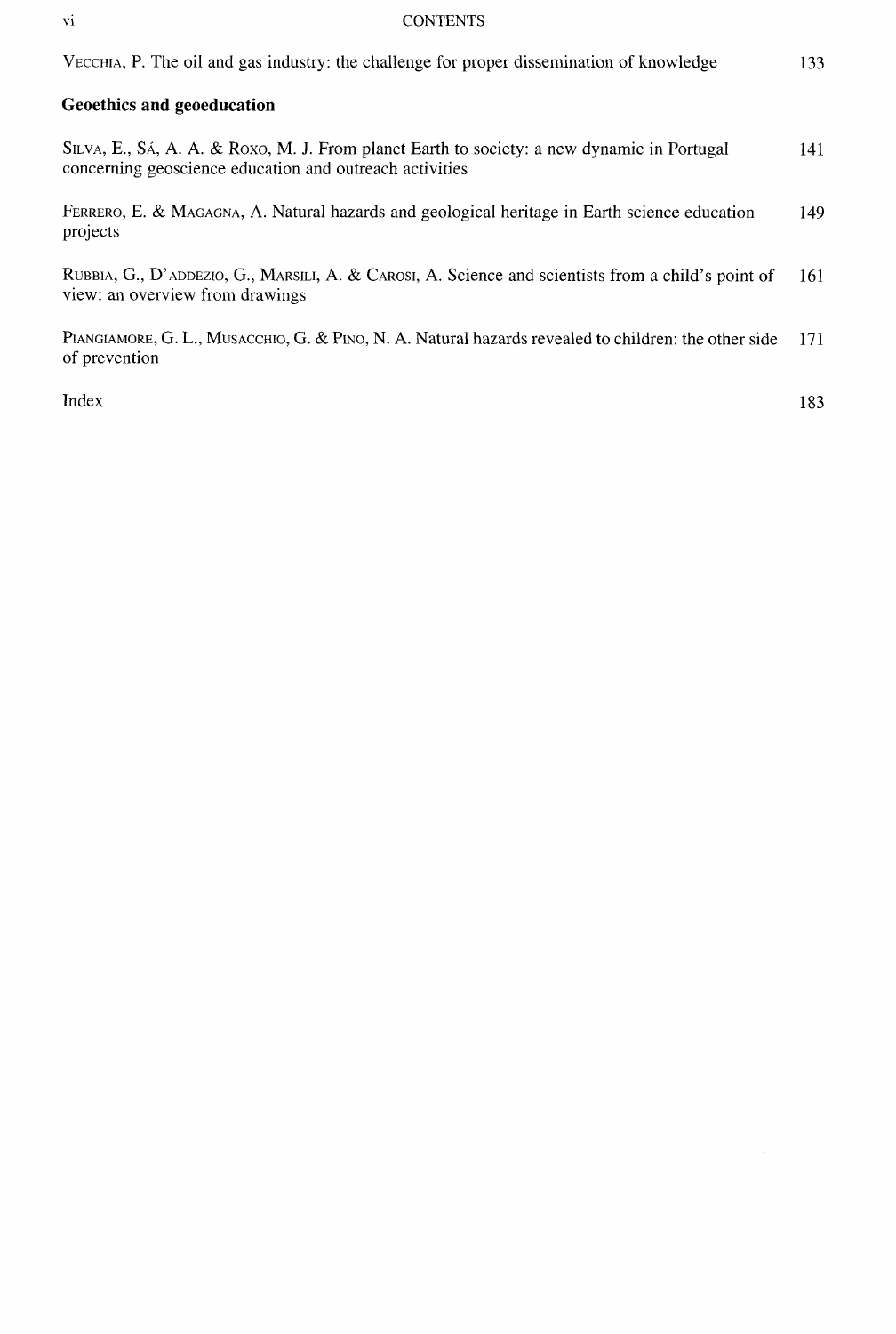VECCHIA, P. The oil and gas industry: the challenge for proper dissemination of knowledge 133

## Geoethics and geoeducation

SILVA, E., SÁ, A. A. & ROXO, M. J. From planet Earth to society: a new dynamic in Portugal concerning geoscience education and outreach activities 141

FERRERO, E. & MAGAGNA, A. Natural hazards and geological heritage in Earth science education projects 149

RUBBIA, G., D'ADDEZIO, G., MARSILI, A. & CAROSI, A. Science and scientists from a child's point of view: an overview from drawings 161

PIANGIAMORE, G. L., MUSACCHIO, G. & PINO, N. A. Natural hazards revealed to children: the other side of prevention 171

Index 183